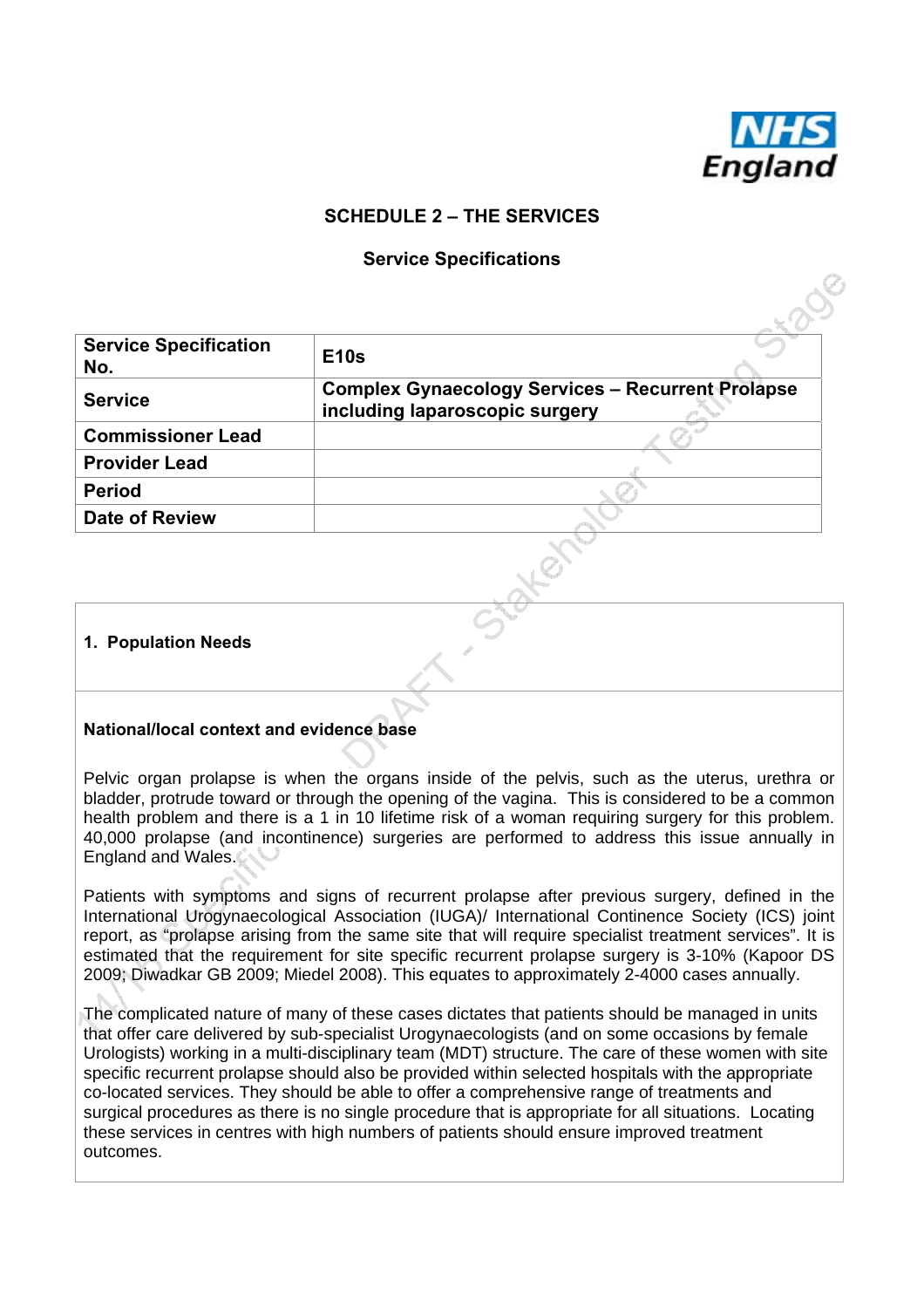# SCHEDULE 2 – THE SERVICES

## Service Specifications

| Service Specification No. | E10s |
| --- | --- |
| Service | Complex Gynaecology Services – Recurrent Prolapse including laparoscopic surgery |
| Commissioner Lead | |
| Provider Lead | |
| Period | |
| Date of Review | |

## 1. Population Needs

### National/local context and evidence base

Pelvic organ prolapse is when the organs inside of the pelvis, such as the uterus, urethra or bladder, protrude toward or through the opening of the vagina. This is considered to be a common health problem and there is a 1 in 10 lifetime risk of a woman requiring surgery for this problem. 40,000 prolapse (and incontinence) surgeries are performed to address this issue annually in England and Wales.

Patients with symptoms and signs of recurrent prolapse after previous surgery, defined in the International Urogynaecological Association (IUGA)/ International Continence Society (ICS) joint report, as "prolapse arising from the same site that will require specialist treatment services". It is estimated that the requirement for site specific recurrent prolapse surgery is 3-10% (Kapoor DS 2009; Diwadkar GB 2009; Miedel 2008). This equates to approximately 2-4000 cases annually.

The complicated nature of many of these cases dictates that patients should be managed in units that offer care delivered by sub-specialist Urogynaecologists (and on some occasions by female Urologists) working in a multi-disciplinary team (MDT) structure. The care of these women with site specific recurrent prolapse should also be provided within selected hospitals with the appropriate co-located services. They should be able to offer a comprehensive range of treatments and surgical procedures as there is no single procedure that is appropriate for all situations. Locating these services in centres with high numbers of patients should ensure improved treatment outcomes.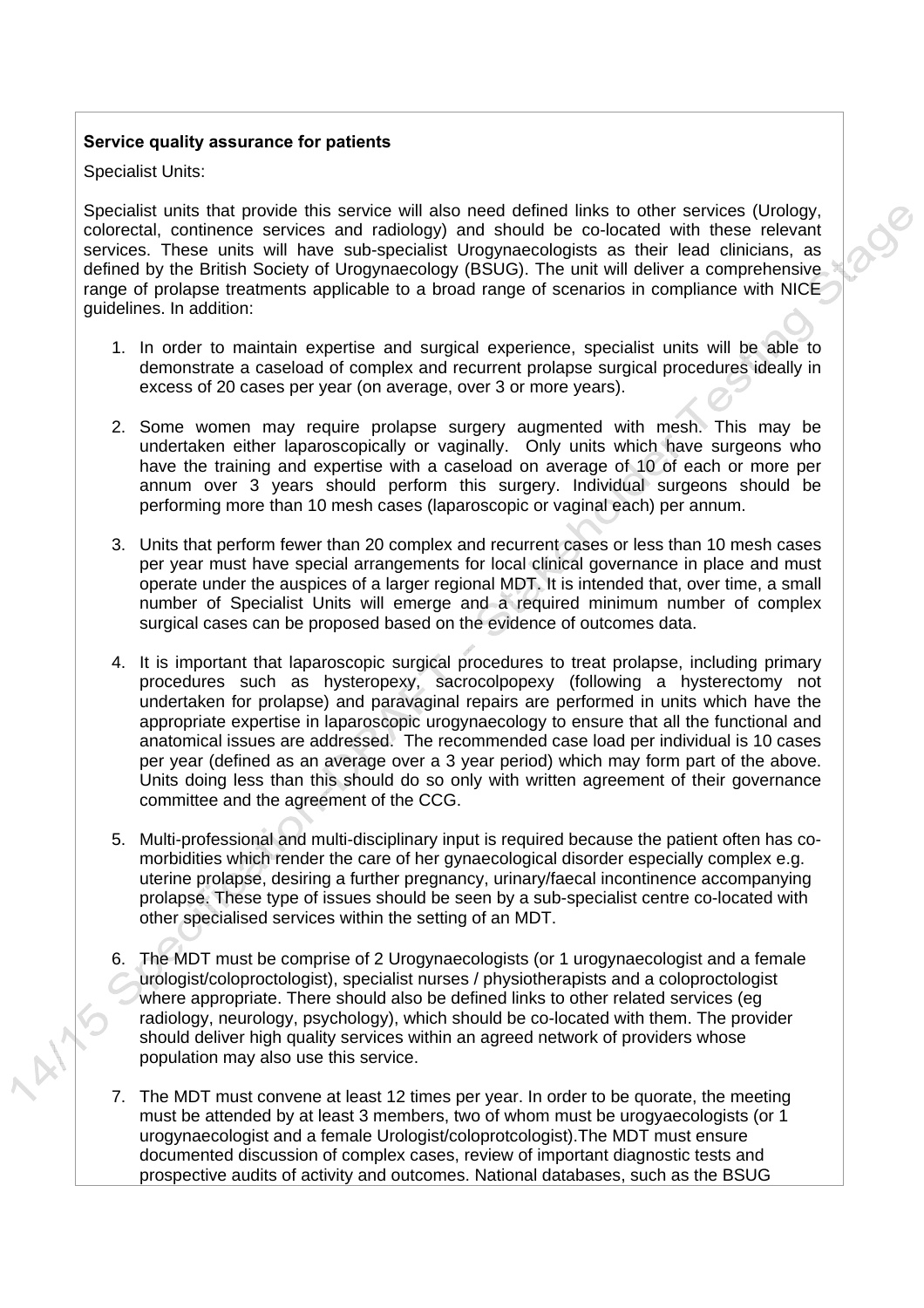**Service quality assurance for patients**

Specialist Units:

Specialist units that provide this service will also need defined links to other services (Urology, colorectal, continence services and radiology) and should be co-located with these relevant services. These units will have sub-specialist Urogynaecologists as their lead clinicians, as defined by the British Society of Urogynaecology (BSUG). The unit will deliver a comprehensive range of prolapse treatments applicable to a broad range of scenarios in compliance with NICE guidelines. In addition:

1. In order to maintain expertise and surgical experience, specialist units will be able to demonstrate a caseload of complex and recurrent prolapse surgical procedures ideally in excess of 20 cases per year (on average, over 3 or more years).

2. Some women may require prolapse surgery augmented with mesh. This may be undertaken either laparoscopically or vaginally. Only units which have surgeons who have the training and expertise with a caseload on average of 10 of each or more per annum over 3 years should perform this surgery. Individual surgeons should be performing more than 10 mesh cases (laparoscopic or vaginal each) per annum.

3. Units that perform fewer than 20 complex and recurrent cases or less than 10 mesh cases per year must have special arrangements for local clinical governance in place and must operate under the auspices of a larger regional MDT. It is intended that, over time, a small number of Specialist Units will emerge and a required minimum number of complex surgical cases can be proposed based on the evidence of outcomes data.

4. It is important that laparoscopic surgical procedures to treat prolapse, including primary procedures such as hysteropexy, sacrocolpopexy (following a hysterectomy not undertaken for prolapse) and paravaginal repairs are performed in units which have the appropriate expertise in laparoscopic urogynaecology to ensure that all the functional and anatomical issues are addressed. The recommended case load per individual is 10 cases per year (defined as an average over a 3 year period) which may form part of the above. Units doing less than this should do so only with written agreement of their governance committee and the agreement of the CCG.

5. Multi-professional and multi-disciplinary input is required because the patient often has co-morbidities which render the care of her gynaecological disorder especially complex e.g. uterine prolapse, desiring a further pregnancy, urinary/faecal incontinence accompanying prolapse. These type of issues should be seen by a sub-specialist centre co-located with other specialised services within the setting of an MDT.

6. The MDT must be comprise of 2 Urogynaecologists (or 1 urogynaecologist and a female urologist/coloproctologist), specialist nurses / physiotherapists and a coloproctologist where appropriate. There should also be defined links to other related services (eg radiology, neurology, psychology), which should be co-located with them. The provider should deliver high quality services within an agreed network of providers whose population may also use this service.

7. The MDT must convene at least 12 times per year. In order to be quorate, the meeting must be attended by at least 3 members, two of whom must be urogyaecologists (or 1 urogynaecologist and a female Urologist/coloprotcologist).The MDT must ensure documented discussion of complex cases, review of important diagnostic tests and prospective audits of activity and outcomes. National databases, such as the BSUG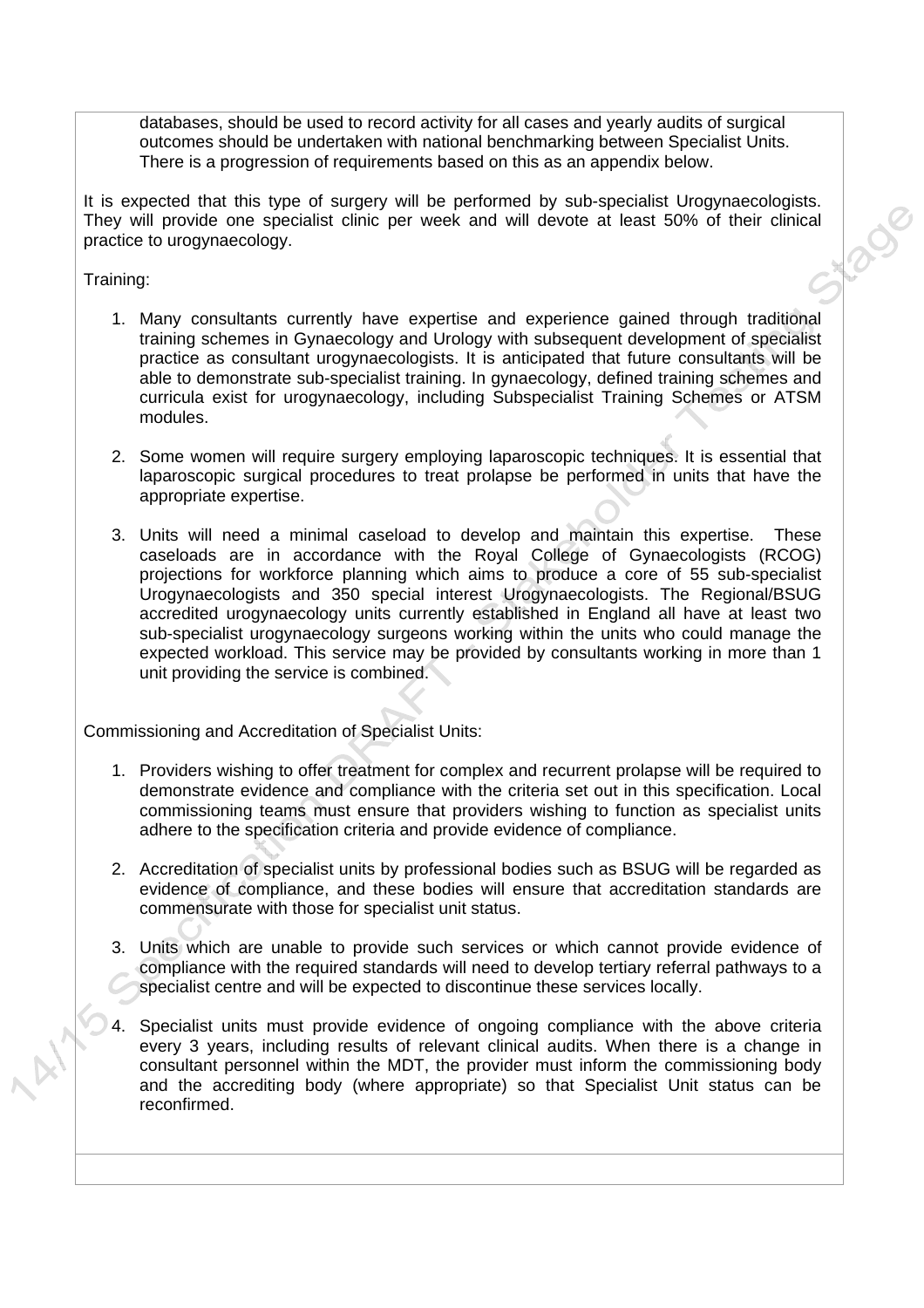databases, should be used to record activity for all cases and yearly audits of surgical outcomes should be undertaken with national benchmarking between Specialist Units. There is a progression of requirements based on this as an appendix below.

It is expected that this type of surgery will be performed by sub-specialist Urogynaecologists. They will provide one specialist clinic per week and will devote at least 50% of their clinical practice to urogynaecology.

Training:

1. Many consultants currently have expertise and experience gained through traditional training schemes in Gynaecology and Urology with subsequent development of specialist practice as consultant urogynaecologists. It is anticipated that future consultants will be able to demonstrate sub-specialist training. In gynaecology, defined training schemes and curricula exist for urogynaecology, including Subspecialist Training Schemes or ATSM modules.

2. Some women will require surgery employing laparoscopic techniques. It is essential that laparoscopic surgical procedures to treat prolapse be performed in units that have the appropriate expertise.

3. Units will need a minimal caseload to develop and maintain this expertise. These caseloads are in accordance with the Royal College of Gynaecologists (RCOG) projections for workforce planning which aims to produce a core of 55 sub-specialist Urogynaecologists and 350 special interest Urogynaecologists. The Regional/BSUG accredited urogynaecology units currently established in England all have at least two sub-specialist urogynaecology surgeons working within the units who could manage the expected workload. This service may be provided by consultants working in more than 1 unit providing the service is combined.

Commissioning and Accreditation of Specialist Units:

1. Providers wishing to offer treatment for complex and recurrent prolapse will be required to demonstrate evidence and compliance with the criteria set out in this specification. Local commissioning teams must ensure that providers wishing to function as specialist units adhere to the specification criteria and provide evidence of compliance.

2. Accreditation of specialist units by professional bodies such as BSUG will be regarded as evidence of compliance, and these bodies will ensure that accreditation standards are commensurate with those for specialist unit status.

3. Units which are unable to provide such services or which cannot provide evidence of compliance with the required standards will need to develop tertiary referral pathways to a specialist centre and will be expected to discontinue these services locally.

4. Specialist units must provide evidence of ongoing compliance with the above criteria every 3 years, including results of relevant clinical audits. When there is a change in consultant personnel within the MDT, the provider must inform the commissioning body and the accrediting body (where appropriate) so that Specialist Unit status can be reconfirmed.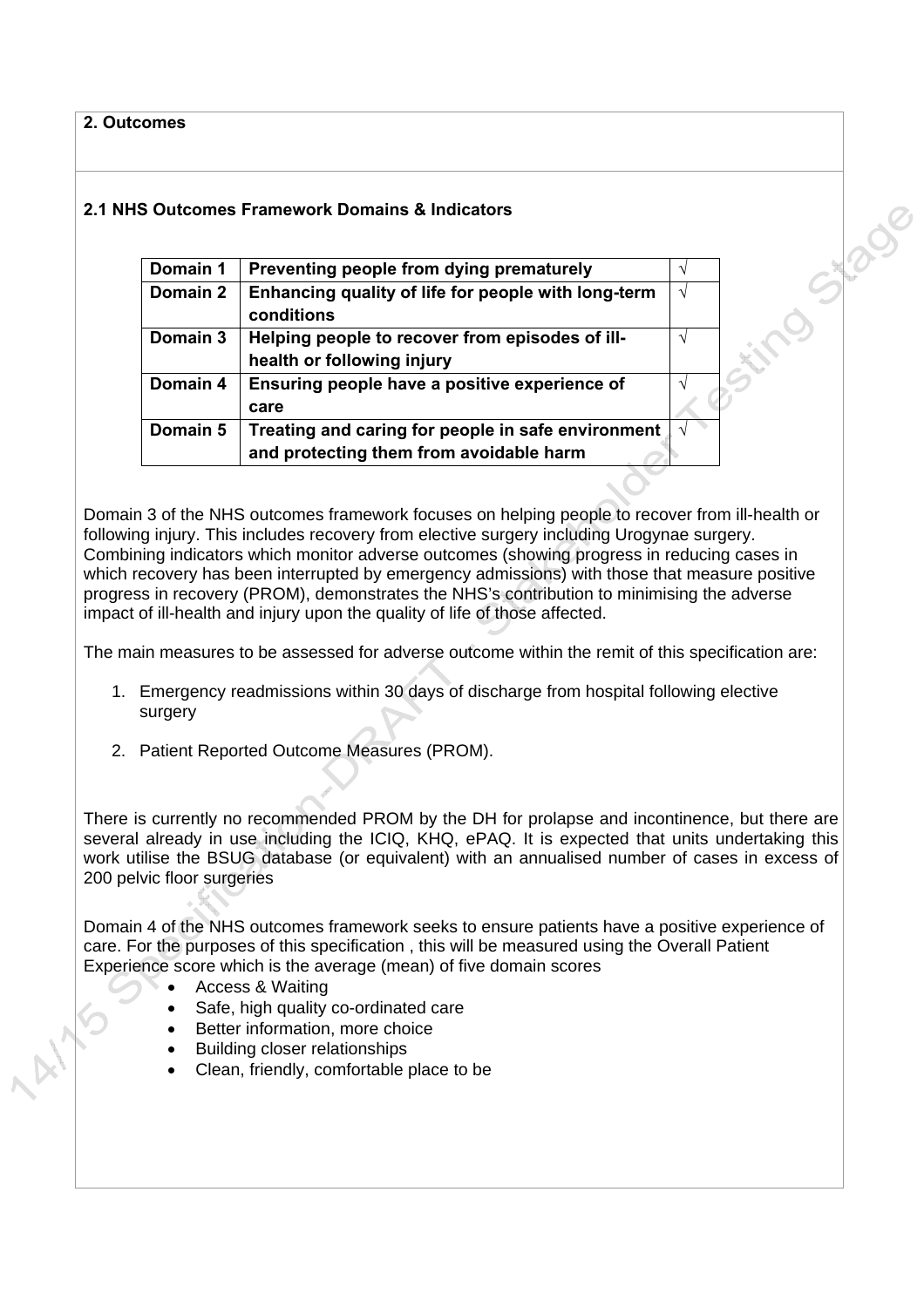## 2. Outcomes

### 2.1 NHS Outcomes Framework Domains & Indicators

| Domain 1 | Preventing people from dying prematurely | √ |
|---|---|---|
| Domain 2 | Enhancing quality of life for people with long-term conditions | √ |
| Domain 3 | Helping people to recover from episodes of ill-health or following injury | √ |
| Domain 4 | Ensuring people have a positive experience of care | √ |
| Domain 5 | Treating and caring for people in safe environment and protecting them from avoidable harm | √ |

Domain 3 of the NHS outcomes framework focuses on helping people to recover from ill-health or following injury. This includes recovery from elective surgery including Urogynae surgery. Combining indicators which monitor adverse outcomes (showing progress in reducing cases in which recovery has been interrupted by emergency admissions) with those that measure positive progress in recovery (PROM), demonstrates the NHS's contribution to minimising the adverse impact of ill-health and injury upon the quality of life of those affected.

The main measures to be assessed for adverse outcome within the remit of this specification are:

1. Emergency readmissions within 30 days of discharge from hospital following elective surgery
2. Patient Reported Outcome Measures (PROM).

There is currently no recommended PROM by the DH for prolapse and incontinence, but there are several already in use including the ICIQ, KHQ, ePAQ. It is expected that units undertaking this work utilise the BSUG database (or equivalent) with an annualised number of cases in excess of 200 pelvic floor surgeries

Domain 4 of the NHS outcomes framework seeks to ensure patients have a positive experience of care. For the purposes of this specification , this will be measured using the Overall Patient Experience score which is the average (mean) of five domain scores

- Access & Waiting
- Safe, high quality co-ordinated care
- Better information, more choice
- Building closer relationships
- Clean, friendly, comfortable place to be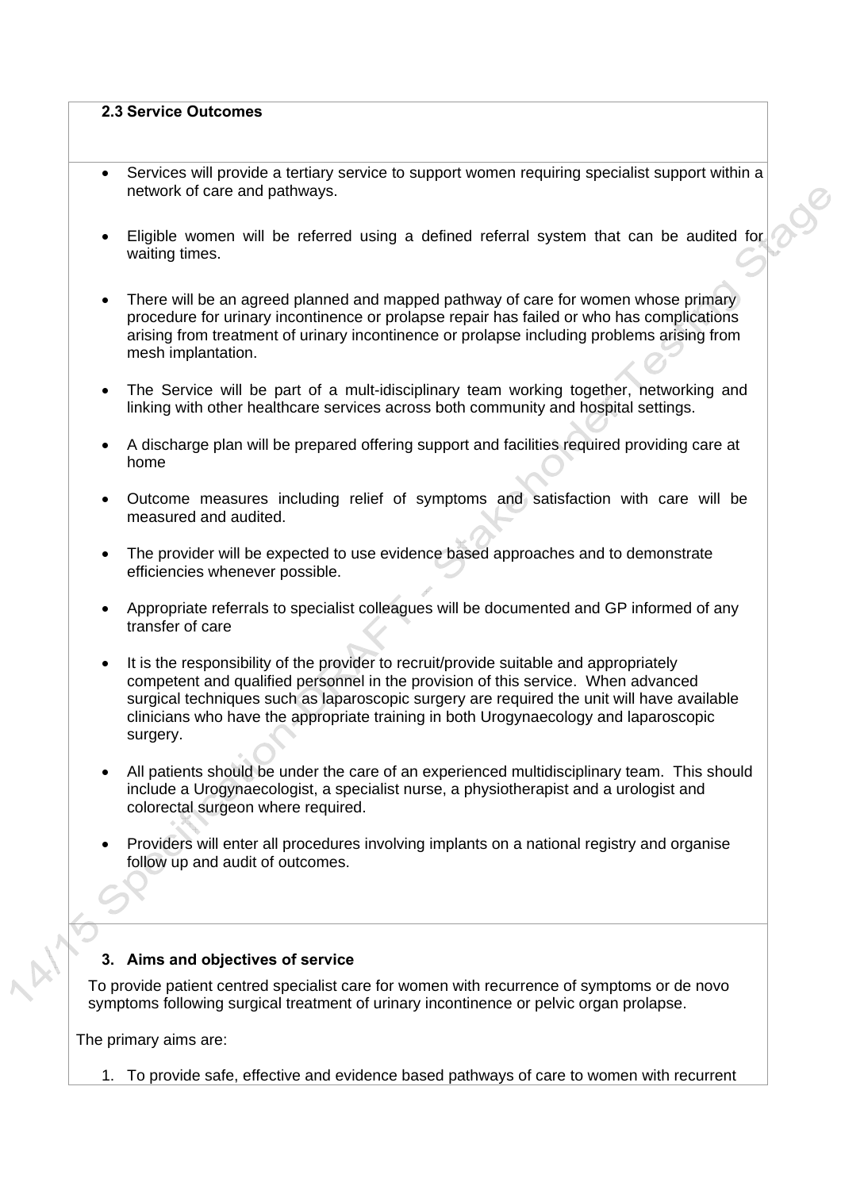### 2.3 Service Outcomes

- Services will provide a tertiary service to support women requiring specialist support within a network of care and pathways.
- Eligible women will be referred using a defined referral system that can be audited for waiting times.
- There will be an agreed planned and mapped pathway of care for women whose primary procedure for urinary incontinence or prolapse repair has failed or who has complications arising from treatment of urinary incontinence or prolapse including problems arising from mesh implantation.
- The Service will be part of a mult-idisciplinary team working together, networking and linking with other healthcare services across both community and hospital settings.
- A discharge plan will be prepared offering support and facilities required providing care at home
- Outcome measures including relief of symptoms and satisfaction with care will be measured and audited.
- The provider will be expected to use evidence based approaches and to demonstrate efficiencies whenever possible.
- Appropriate referrals to specialist colleagues will be documented and GP informed of any transfer of care
- It is the responsibility of the provider to recruit/provide suitable and appropriately competent and qualified personnel in the provision of this service. When advanced surgical techniques such as laparoscopic surgery are required the unit will have available clinicians who have the appropriate training in both Urogynaecology and laparoscopic surgery.
- All patients should be under the care of an experienced multidisciplinary team. This should include a Urogynaecologist, a specialist nurse, a physiotherapist and a urologist and colorectal surgeon where required.
- Providers will enter all procedures involving implants on a national registry and organise follow up and audit of outcomes.

## 3. Aims and objectives of service

To provide patient centred specialist care for women with recurrence of symptoms or de novo symptoms following surgical treatment of urinary incontinence or pelvic organ prolapse.

The primary aims are:

1. To provide safe, effective and evidence based pathways of care to women with recurrent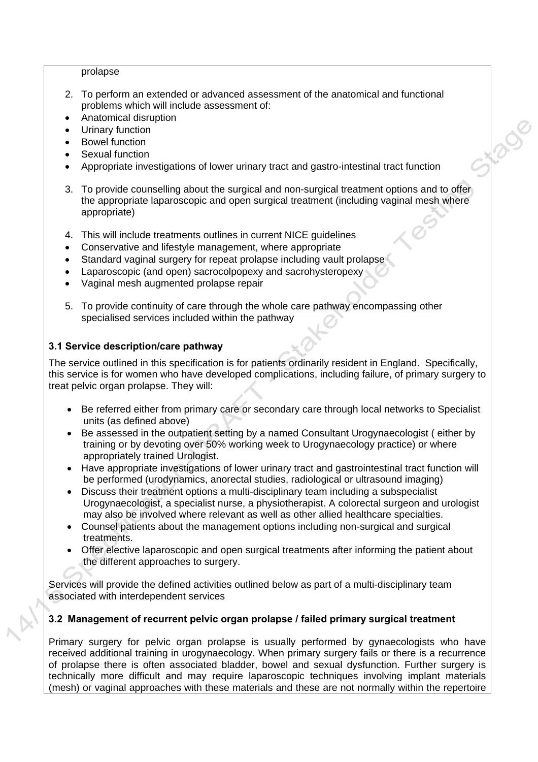prolapse

2. To perform an extended or advanced assessment of the anatomical and functional problems which will include assessment of:
- Anatomical disruption
- Urinary function
- Bowel function
- Sexual function
- Appropriate investigations of lower urinary tract and gastro-intestinal tract function

3. To provide counselling about the surgical and non-surgical treatment options and to offer the appropriate laparoscopic and open surgical treatment (including vaginal mesh where appropriate)

4. This will include treatments outlines in current NICE guidelines
- Conservative and lifestyle management, where appropriate
- Standard vaginal surgery for repeat prolapse including vault prolapse
- Laparoscopic (and open) sacrocolpopexy and sacrohysteropexy
- Vaginal mesh augmented prolapse repair

5. To provide continuity of care through the whole care pathway encompassing other specialised services included within the pathway

### 3.1 Service description/care pathway

The service outlined in this specification is for patients ordinarily resident in England. Specifically, this service is for women who have developed complications, including failure, of primary surgery to treat pelvic organ prolapse. They will:

- Be referred either from primary care or secondary care through local networks to Specialist units (as defined above)
- Be assessed in the outpatient setting by a named Consultant Urogynaecologist ( either by training or by devoting over 50% working week to Urogynaecology practice) or where appropriately trained Urologist.
- Have appropriate investigations of lower urinary tract and gastrointestinal tract function will be performed (urodynamics, anorectal studies, radiological or ultrasound imaging)
- Discuss their treatment options a multi-disciplinary team including a subspecialist Urogynaecologist, a specialist nurse, a physiotherapist. A colorectal surgeon and urologist may also be involved where relevant as well as other allied healthcare specialties.
- Counsel patients about the management options including non-surgical and surgical treatments.
- Offer elective laparoscopic and open surgical treatments after informing the patient about the different approaches to surgery.

Services will provide the defined activities outlined below as part of a multi-disciplinary team associated with interdependent services

### 3.2 Management of recurrent pelvic organ prolapse / failed primary surgical treatment

Primary surgery for pelvic organ prolapse is usually performed by gynaecologists who have received additional training in urogynaecology. When primary surgery fails or there is a recurrence of prolapse there is often associated bladder, bowel and sexual dysfunction. Further surgery is technically more difficult and may require laparoscopic techniques involving implant materials (mesh) or vaginal approaches with these materials and these are not normally within the repertoire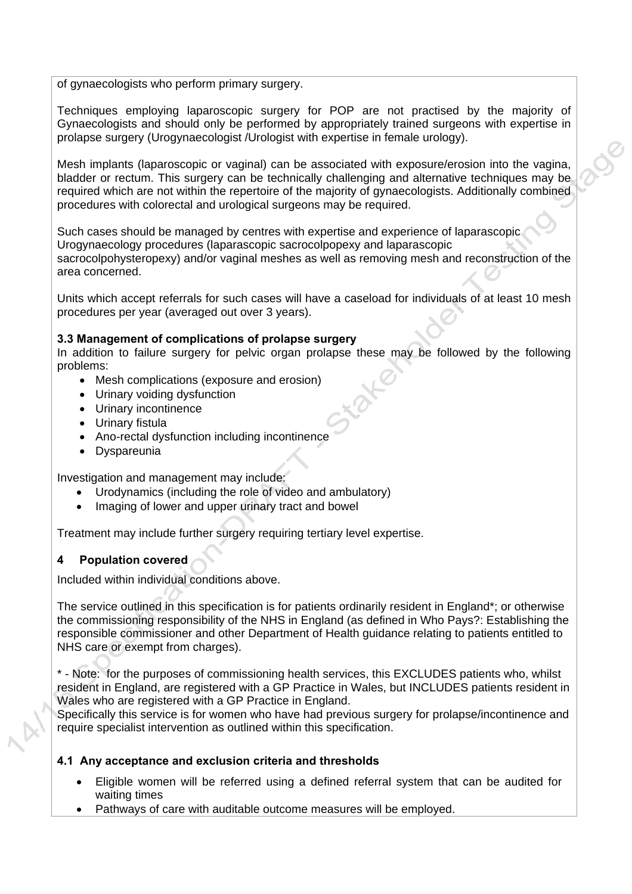of gynaecologists who perform primary surgery.

Techniques employing laparoscopic surgery for POP are not practised by the majority of Gynaecologists and should only be performed by appropriately trained surgeons with expertise in prolapse surgery (Urogynaecologist /Urologist with expertise in female urology).

Mesh implants (laparoscopic or vaginal) can be associated with exposure/erosion into the vagina, bladder or rectum. This surgery can be technically challenging and alternative techniques may be required which are not within the repertoire of the majority of gynaecologists. Additionally combined procedures with colorectal and urological surgeons may be required.

Such cases should be managed by centres with expertise and experience of laparascopic Urogynaecology procedures (laparascopic sacrocolpopexy and laparascopic sacrocolpohysteropexy) and/or vaginal meshes as well as removing mesh and reconstruction of the area concerned.

Units which accept referrals for such cases will have a caseload for individuals of at least 10 mesh procedures per year (averaged out over 3 years).

**3.3 Management of complications of prolapse surgery**

In addition to failure surgery for pelvic organ prolapse these may be followed by the following problems:

- Mesh complications (exposure and erosion)
- Urinary voiding dysfunction
- Urinary incontinence
- Urinary fistula
- Ano-rectal dysfunction including incontinence
- Dyspareunia

Investigation and management may include:

- Urodynamics (including the role of video and ambulatory)
- Imaging of lower and upper urinary tract and bowel

Treatment may include further surgery requiring tertiary level expertise.

## 4 Population covered

Included within individual conditions above.

The service outlined in this specification is for patients ordinarily resident in England*; or otherwise the commissioning responsibility of the NHS in England (as defined in Who Pays?: Establishing the responsible commissioner and other Department of Health guidance relating to patients entitled to NHS care or exempt from charges).

* - Note: for the purposes of commissioning health services, this EXCLUDES patients who, whilst resident in England, are registered with a GP Practice in Wales, but INCLUDES patients resident in Wales who are registered with a GP Practice in England.

Specifically this service is for women who have had previous surgery for prolapse/incontinence and require specialist intervention as outlined within this specification.

### 4.1 Any acceptance and exclusion criteria and thresholds

- Eligible women will be referred using a defined referral system that can be audited for waiting times
- Pathways of care with auditable outcome measures will be employed.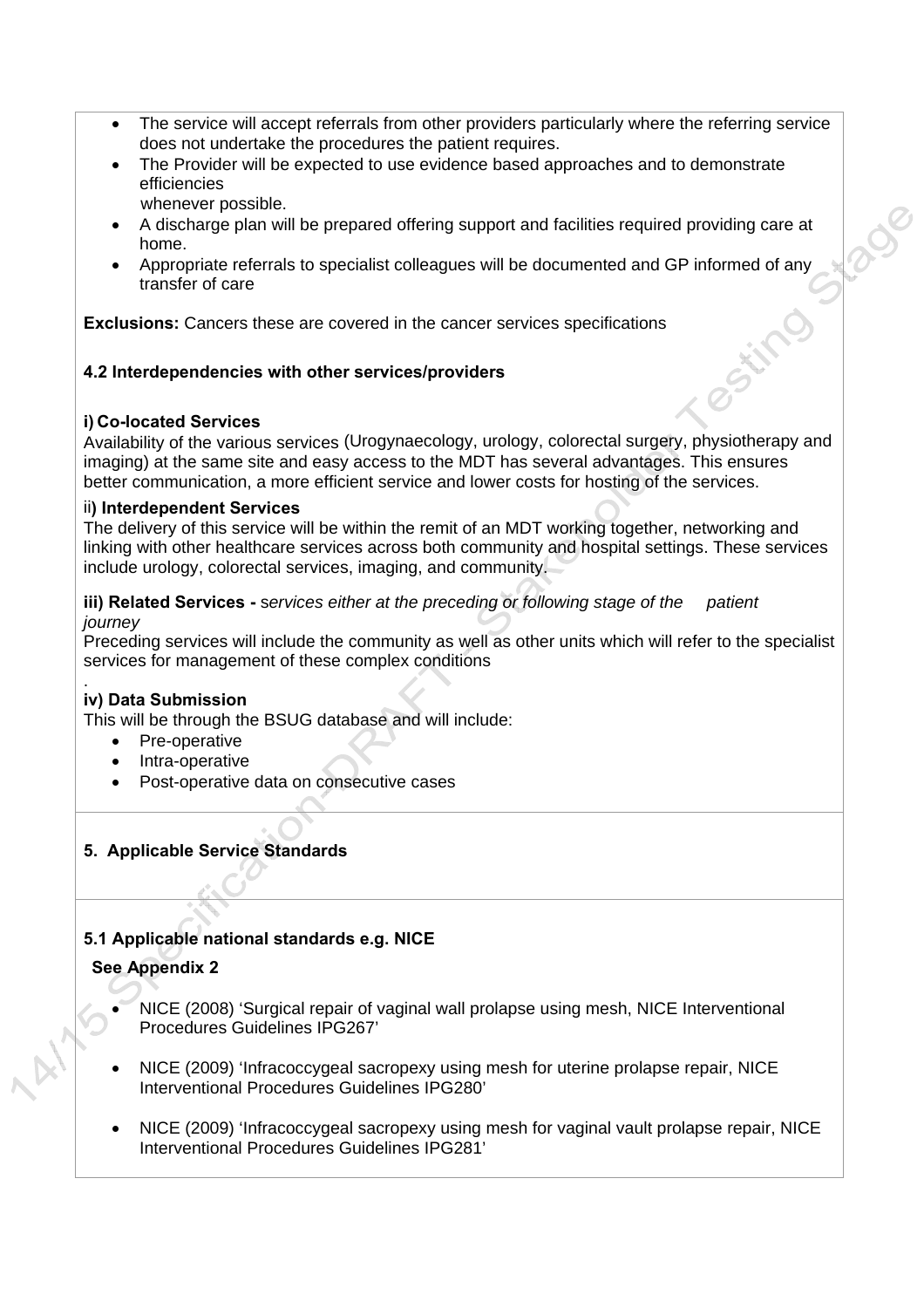- The service will accept referrals from other providers particularly where the referring service does not undertake the procedures the patient requires.
- The Provider will be expected to use evidence based approaches and to demonstrate efficiencies whenever possible.
- A discharge plan will be prepared offering support and facilities required providing care at home.
- Appropriate referrals to specialist colleagues will be documented and GP informed of any transfer of care

**Exclusions:** Cancers these are covered in the cancer services specifications

### 4.2 Interdependencies with other services/providers

**i) Co-located Services**
Availability of the various services (Urogynaecology, urology, colorectal surgery, physiotherapy and imaging) at the same site and easy access to the MDT has several advantages. This ensures better communication, a more efficient service and lower costs for hosting of the services.

**ii) Interdependent Services**
The delivery of this service will be within the remit of an MDT working together, networking and linking with other healthcare services across both community and hospital settings. These services include urology, colorectal services, imaging, and community.

**iii) Related Services -** *services either at the preceding or following stage of the patient journey*
Preceding services will include the community as well as other units which will refer to the specialist services for management of these complex conditions
.

**iv) Data Submission**
This will be through the BSUG database and will include:

- Pre-operative
- Intra-operative
- Post-operative data on consecutive cases

## 5. Applicable Service Standards

### 5.1 Applicable national standards e.g. NICE

**See Appendix 2**

- NICE (2008) 'Surgical repair of vaginal wall prolapse using mesh, NICE Interventional Procedures Guidelines IPG267'
- NICE (2009) 'Infracoccygeal sacropexy using mesh for uterine prolapse repair, NICE Interventional Procedures Guidelines IPG280'
- NICE (2009) 'Infracoccygeal sacropexy using mesh for vaginal vault prolapse repair, NICE Interventional Procedures Guidelines IPG281'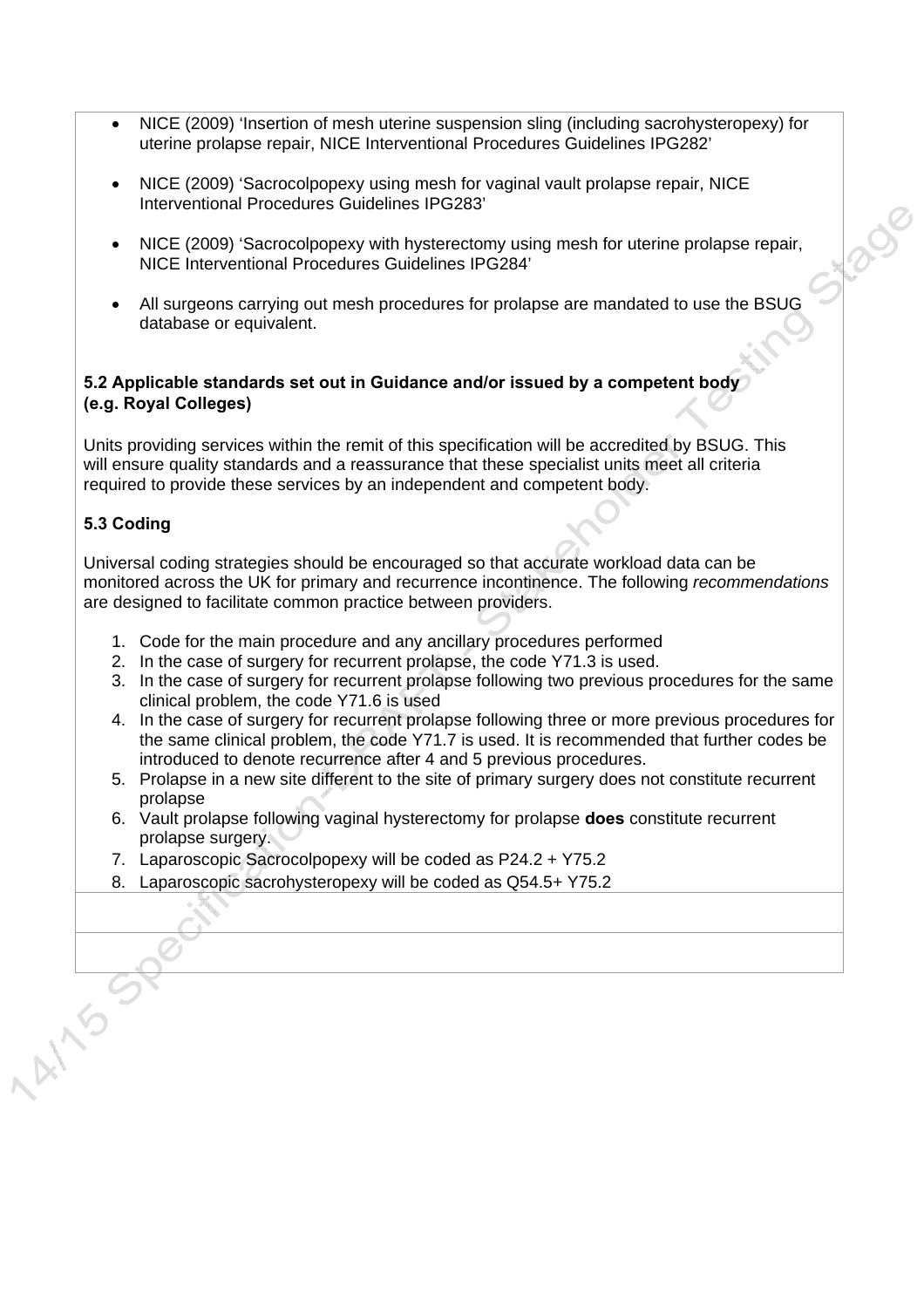- NICE (2009) 'Insertion of mesh uterine suspension sling (including sacrohysteropexy) for uterine prolapse repair, NICE Interventional Procedures Guidelines IPG282'

- NICE (2009) 'Sacrocolpopexy using mesh for vaginal vault prolapse repair, NICE Interventional Procedures Guidelines IPG283'

- NICE (2009) 'Sacrocolpopexy with hysterectomy using mesh for uterine prolapse repair, NICE Interventional Procedures Guidelines IPG284'

- All surgeons carrying out mesh procedures for prolapse are mandated to use the BSUG database or equivalent.

**5.2 Applicable standards set out in Guidance and/or issued by a competent body (e.g. Royal Colleges)**

Units providing services within the remit of this specification will be accredited by BSUG. This will ensure quality standards and a reassurance that these specialist units meet all criteria required to provide these services by an independent and competent body.

**5.3 Coding**

Universal coding strategies should be encouraged so that accurate workload data can be monitored across the UK for primary and recurrence incontinence. The following *recommendations* are designed to facilitate common practice between providers.

1. Code for the main procedure and any ancillary procedures performed
2. In the case of surgery for recurrent prolapse, the code Y71.3 is used.
3. In the case of surgery for recurrent prolapse following two previous procedures for the same clinical problem, the code Y71.6 is used
4. In the case of surgery for recurrent prolapse following three or more previous procedures for the same clinical problem, the code Y71.7 is used. It is recommended that further codes be introduced to denote recurrence after 4 and 5 previous procedures.
5. Prolapse in a new site different to the site of primary surgery does not constitute recurrent prolapse
6. Vault prolapse following vaginal hysterectomy for prolapse **does** constitute recurrent prolapse surgery.
7. Laparoscopic Sacrocolpopexy will be coded as P24.2 + Y75.2
8. Laparoscopic sacrohysteropexy will be coded as Q54.5+ Y75.2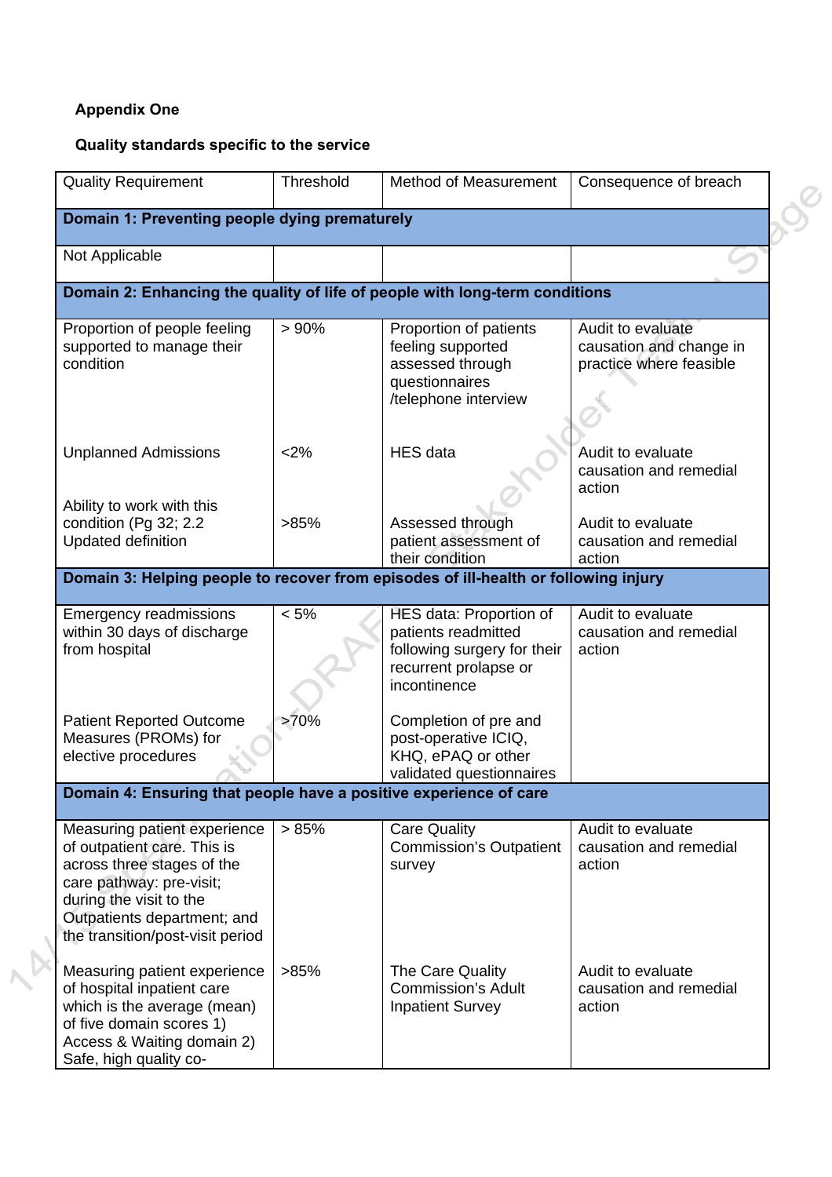**Appendix One**

**Quality standards specific to the service**

| Quality Requirement | Threshold | Method of Measurement | Consequence of breach |
|---|---|---|---|
| **Domain 1: Preventing people dying prematurely** | | | |
| Not Applicable | | | |
| **Domain 2: Enhancing the quality of life of people with long-term conditions** | | | |
| Proportion of people feeling supported to manage their condition | > 90% | Proportion of patients feeling supported assessed through questionnaires /telephone interview | Audit to evaluate causation and change in practice where feasible |
| Unplanned Admissions | <2% | HES data | Audit to evaluate causation and remedial action |
| Ability to work with this condition (Pg 32; 2.2 Updated definition | >85% | Assessed through patient assessment of their condition | Audit to evaluate causation and remedial action |
| **Domain 3: Helping people to recover from episodes of ill-health or following injury** | | | |
| Emergency readmissions within 30 days of discharge from hospital | < 5% | HES data: Proportion of patients readmitted following surgery for their recurrent prolapse or incontinence | Audit to evaluate causation and remedial action |
| Patient Reported Outcome Measures (PROMs) for elective procedures | >70% | Completion of pre and post-operative ICIQ, KHQ, ePAQ or other validated questionnaires | |
| **Domain 4: Ensuring that people have a positive experience of care** | | | |
| Measuring patient experience of outpatient care. This is across three stages of the care pathway: pre-visit; during the visit to the Outpatients department; and the transition/post-visit period | > 85% | Care Quality Commission's Outpatient survey | Audit to evaluate causation and remedial action |
| Measuring patient experience of hospital inpatient care which is the average (mean) of five domain scores 1) Access & Waiting domain 2) Safe, high quality co- | >85% | The Care Quality Commission's Adult Inpatient Survey | Audit to evaluate causation and remedial action |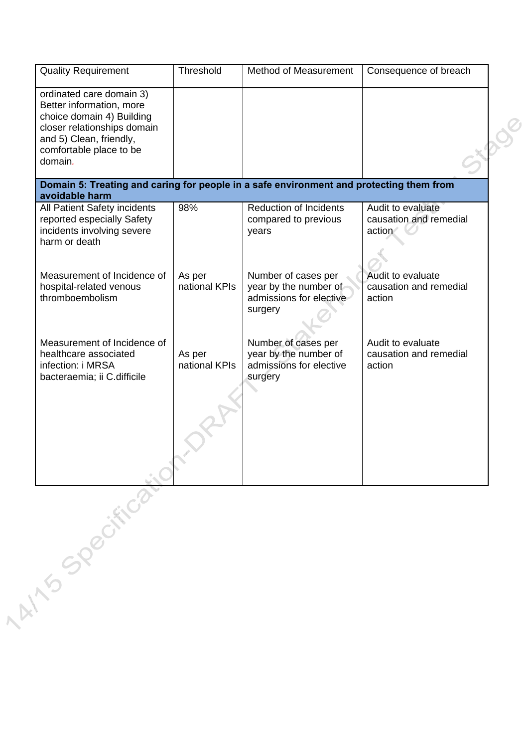| Quality Requirement | Threshold | Method of Measurement | Consequence of breach |
|---|---|---|---|
| ordinated care domain 3) Better information, more choice domain 4) Building closer relationships domain and 5) Clean, friendly, comfortable place to be domain. | | | |
| **Domain 5: Treating and caring for people in a safe environment and protecting them from avoidable harm** | | | |
| All Patient Safety incidents reported especially Safety incidents involving severe harm or death | 98% | Reduction of Incidents compared to previous years | Audit to evaluate causation and remedial action |
| Measurement of Incidence of hospital-related venous thromboembolism | As per national KPIs | Number of cases per year by the number of admissions for elective surgery | Audit to evaluate causation and remedial action |
| Measurement of Incidence of healthcare associated infection: i MRSA bacteraemia; ii C.difficile | As per national KPIs | Number of cases per year by the number of admissions for elective surgery | Audit to evaluate causation and remedial action |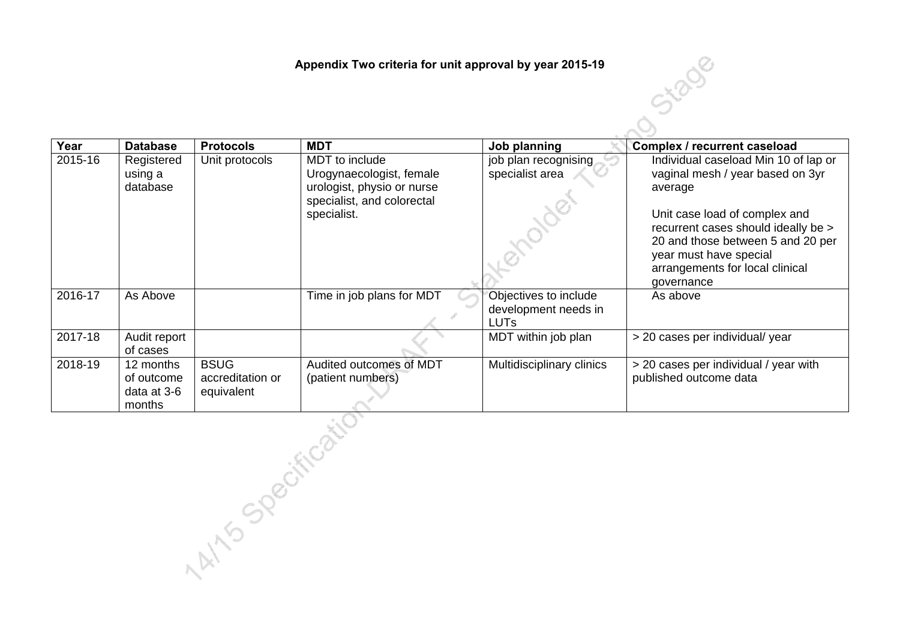**Appendix Two criteria for unit approval by year 2015-19**

| Year | Database | Protocols | MDT | Job planning | Complex / recurrent caseload |
|---|---|---|---|---|---|
| 2015-16 | Registered using a database | Unit protocols | MDT to include Urogynaecologist, female urologist, physio or nurse specialist, and colorectal specialist. | job plan recognising specialist area | Individual caseload Min 10 of lap or vaginal mesh / year based on 3yr average<br><br>Unit case load of complex and recurrent cases should ideally be > 20 and those between 5 and 20 per year must have special arrangements for local clinical governance |
| 2016-17 | As Above | | Time in job plans for MDT | Objectives to include development needs in LUTs | As above |
| 2017-18 | Audit report of cases | | | MDT within job plan | > 20 cases per individual/ year |
| 2018-19 | 12 months of outcome data at 3-6 months | BSUG accreditation or equivalent | Audited outcomes of MDT (patient numbers) | Multidisciplinary clinics | > 20 cases per individual / year with published outcome data |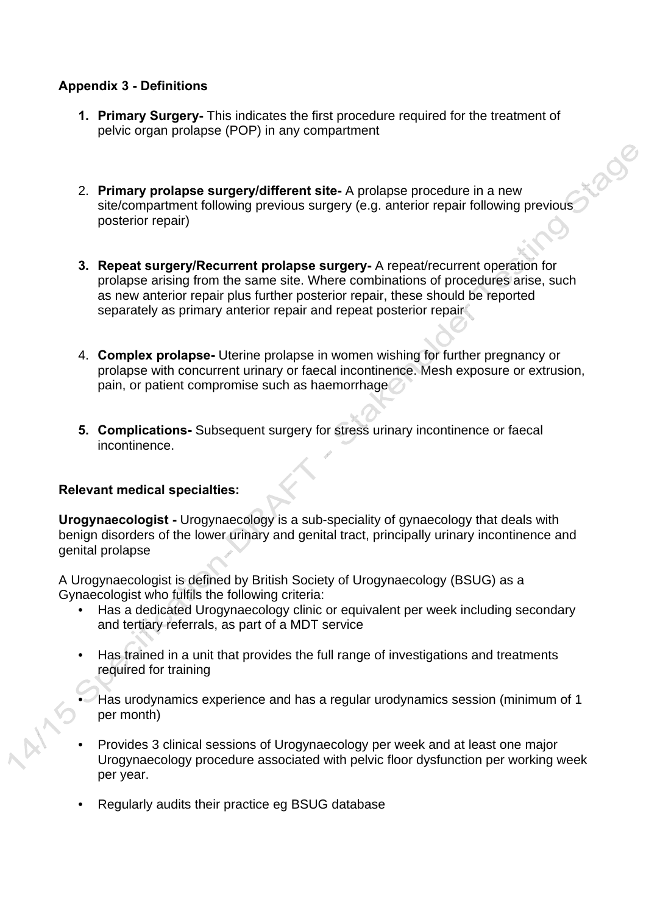**Appendix 3 - Definitions**

1. **Primary Surgery-** This indicates the first procedure required for the treatment of pelvic organ prolapse (POP) in any compartment

2. **Primary prolapse surgery/different site-** A prolapse procedure in a new site/compartment following previous surgery (e.g. anterior repair following previous posterior repair)

3. **Repeat surgery/Recurrent prolapse surgery-** A repeat/recurrent operation for prolapse arising from the same site. Where combinations of procedures arise, such as new anterior repair plus further posterior repair, these should be reported separately as primary anterior repair and repeat posterior repair

4. **Complex prolapse-** Uterine prolapse in women wishing for further pregnancy or prolapse with concurrent urinary or faecal incontinence. Mesh exposure or extrusion, pain, or patient compromise such as haemorrhage

5. **Complications-** Subsequent surgery for stress urinary incontinence or faecal incontinence.

**Relevant medical specialties:**

**Urogynaecologist -** Urogynaecology is a sub-speciality of gynaecology that deals with benign disorders of the lower urinary and genital tract, principally urinary incontinence and genital prolapse

A Urogynaecologist is defined by British Society of Urogynaecology (BSUG) as a Gynaecologist who fulfils the following criteria:

- Has a dedicated Urogynaecology clinic or equivalent per week including secondary and tertiary referrals, as part of a MDT service
- Has trained in a unit that provides the full range of investigations and treatments required for training
- Has urodynamics experience and has a regular urodynamics session (minimum of 1 per month)
- Provides 3 clinical sessions of Urogynaecology per week and at least one major Urogynaecology procedure associated with pelvic floor dysfunction per working week per year.
- Regularly audits their practice eg BSUG database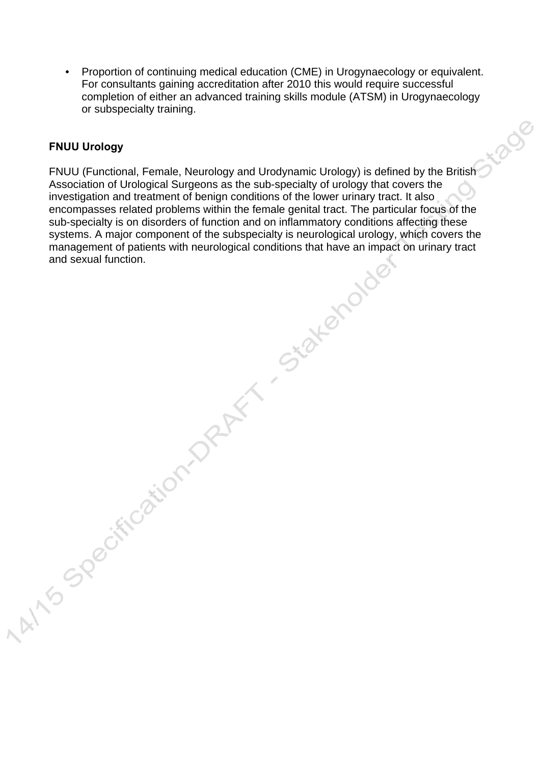- Proportion of continuing medical education (CME) in Urogynaecology or equivalent. For consultants gaining accreditation after 2010 this would require successful completion of either an advanced training skills module (ATSM) in Urogynaecology or subspecialty training.

**FNUU Urology**

FNUU (Functional, Female, Neurology and Urodynamic Urology) is defined by the British Association of Urological Surgeons as the sub-specialty of urology that covers the investigation and treatment of benign conditions of the lower urinary tract. It also encompasses related problems within the female genital tract. The particular focus of the sub-specialty is on disorders of function and on inflammatory conditions affecting these systems. A major component of the subspecialty is neurological urology, which covers the management of patients with neurological conditions that have an impact on urinary tract and sexual function.